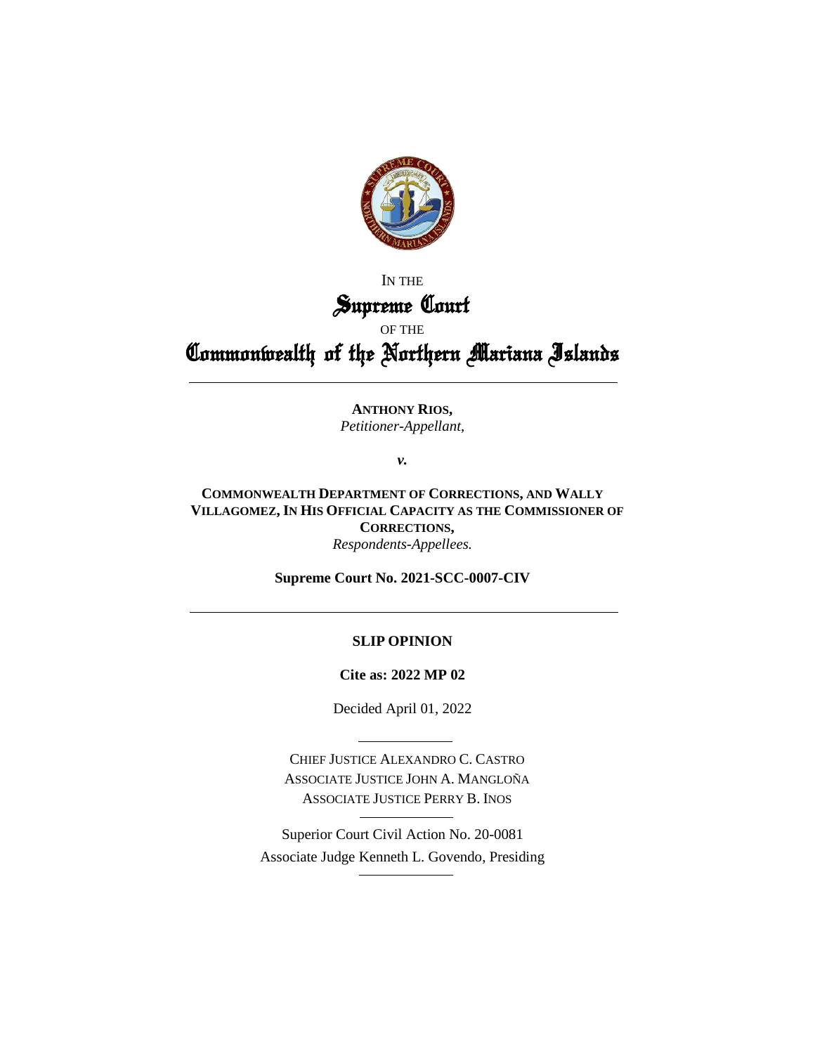IN THE

# Supreme Court

OF THE

# Commonwealth of the Northern Mariana Islands

---

**ANTHONY RIOS,**
*Petitioner-Appellant,*

***v.***

**COMMONWEALTH DEPARTMENT OF CORRECTIONS, AND WALLY VILLAGOMEZ, IN HIS OFFICIAL CAPACITY AS THE COMMISSIONER OF CORRECTIONS,**
*Respondents-Appellees.*

**Supreme Court No. 2021-SCC-0007-CIV**

---

**SLIP OPINION**

**Cite as: 2022 MP 02**

Decided April 01, 2022

---

CHIEF JUSTICE ALEXANDRO C. CASTRO
ASSOCIATE JUSTICE JOHN A. MANGLOÑA
ASSOCIATE JUSTICE PERRY B. INOS

---

Superior Court Civil Action No. 20-0081
Associate Judge Kenneth L. Govendo, Presiding

---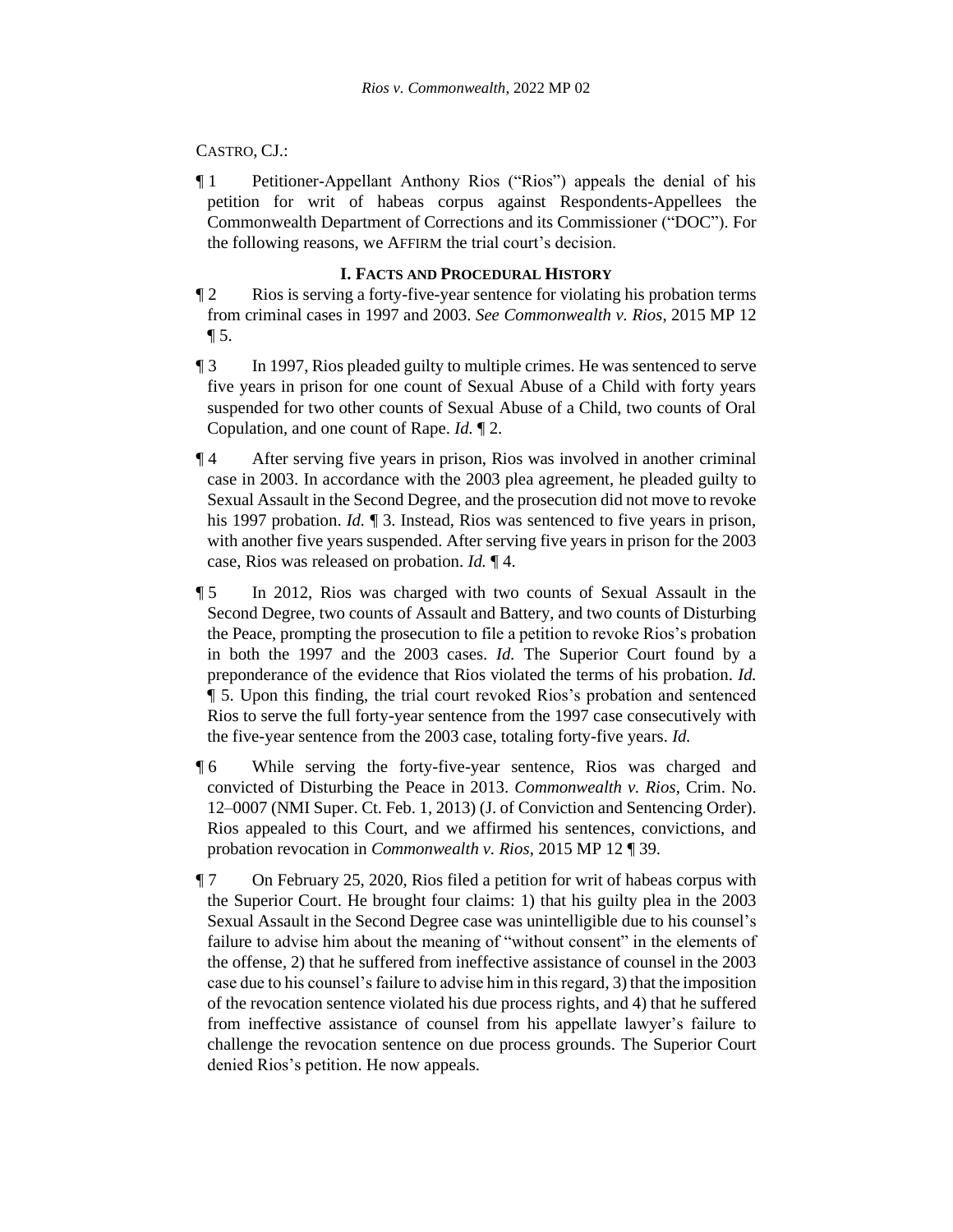CASTRO, CJ.:

¶ 1 Petitioner-Appellant Anthony Rios ("Rios") appeals the denial of his petition for writ of habeas corpus against Respondents-Appellees the Commonwealth Department of Corrections and its Commissioner ("DOC"). For the following reasons, we AFFIRM the trial court's decision.

## I. FACTS AND PROCEDURAL HISTORY

¶ 2 Rios is serving a forty-five-year sentence for violating his probation terms from criminal cases in 1997 and 2003. *See Commonwealth v. Rios*, 2015 MP 12 ¶ 5.

¶ 3 In 1997, Rios pleaded guilty to multiple crimes. He was sentenced to serve five years in prison for one count of Sexual Abuse of a Child with forty years suspended for two other counts of Sexual Abuse of a Child, two counts of Oral Copulation, and one count of Rape. *Id.* ¶ 2.

¶ 4 After serving five years in prison, Rios was involved in another criminal case in 2003. In accordance with the 2003 plea agreement, he pleaded guilty to Sexual Assault in the Second Degree, and the prosecution did not move to revoke his 1997 probation. *Id.* ¶ 3. Instead, Rios was sentenced to five years in prison, with another five years suspended. After serving five years in prison for the 2003 case, Rios was released on probation. *Id.* ¶ 4.

¶ 5 In 2012, Rios was charged with two counts of Sexual Assault in the Second Degree, two counts of Assault and Battery, and two counts of Disturbing the Peace, prompting the prosecution to file a petition to revoke Rios's probation in both the 1997 and the 2003 cases. *Id.* The Superior Court found by a preponderance of the evidence that Rios violated the terms of his probation. *Id.* ¶ 5. Upon this finding, the trial court revoked Rios's probation and sentenced Rios to serve the full forty-year sentence from the 1997 case consecutively with the five-year sentence from the 2003 case, totaling forty-five years. *Id.*

¶ 6 While serving the forty-five-year sentence, Rios was charged and convicted of Disturbing the Peace in 2013. *Commonwealth v. Rios*, Crim. No. 12–0007 (NMI Super. Ct. Feb. 1, 2013) (J. of Conviction and Sentencing Order). Rios appealed to this Court, and we affirmed his sentences, convictions, and probation revocation in *Commonwealth v. Rios*, 2015 MP 12 ¶ 39.

¶ 7 On February 25, 2020, Rios filed a petition for writ of habeas corpus with the Superior Court. He brought four claims: 1) that his guilty plea in the 2003 Sexual Assault in the Second Degree case was unintelligible due to his counsel's failure to advise him about the meaning of "without consent" in the elements of the offense, 2) that he suffered from ineffective assistance of counsel in the 2003 case due to his counsel's failure to advise him in this regard, 3) that the imposition of the revocation sentence violated his due process rights, and 4) that he suffered from ineffective assistance of counsel from his appellate lawyer's failure to challenge the revocation sentence on due process grounds. The Superior Court denied Rios's petition. He now appeals.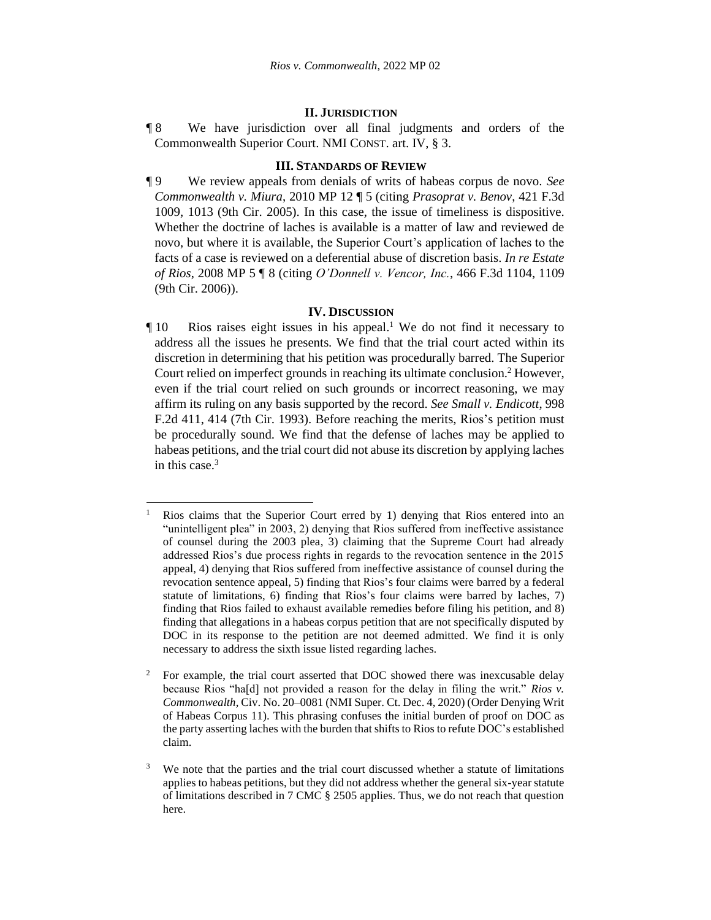## II. JURISDICTION

¶ 8 We have jurisdiction over all final judgments and orders of the Commonwealth Superior Court. NMI CONST. art. IV, § 3.

## III. STANDARDS OF REVIEW

¶ 9 We review appeals from denials of writs of habeas corpus de novo. *See Commonwealth v. Miura*, 2010 MP 12 ¶ 5 (citing *Prasoprat v. Benov*, 421 F.3d 1009, 1013 (9th Cir. 2005). In this case, the issue of timeliness is dispositive. Whether the doctrine of laches is available is a matter of law and reviewed de novo, but where it is available, the Superior Court's application of laches to the facts of a case is reviewed on a deferential abuse of discretion basis. *In re Estate of Rios*, 2008 MP 5 ¶ 8 (citing *O'Donnell v. Vencor, Inc.*, 466 F.3d 1104, 1109 (9th Cir. 2006)).

## IV. DISCUSSION

¶ 10 Rios raises eight issues in his appeal.[1] We do not find it necessary to address all the issues he presents. We find that the trial court acted within its discretion in determining that his petition was procedurally barred. The Superior Court relied on imperfect grounds in reaching its ultimate conclusion.[2] However, even if the trial court relied on such grounds or incorrect reasoning, we may affirm its ruling on any basis supported by the record. *See Small v. Endicott*, 998 F.2d 411, 414 (7th Cir. 1993). Before reaching the merits, Rios's petition must be procedurally sound. We find that the defense of laches may be applied to habeas petitions, and the trial court did not abuse its discretion by applying laches in this case.[3]

---

[1] Rios claims that the Superior Court erred by 1) denying that Rios entered into an "unintelligent plea" in 2003, 2) denying that Rios suffered from ineffective assistance of counsel during the 2003 plea, 3) claiming that the Supreme Court had already addressed Rios's due process rights in regards to the revocation sentence in the 2015 appeal, 4) denying that Rios suffered from ineffective assistance of counsel during the revocation sentence appeal, 5) finding that Rios's four claims were barred by a federal statute of limitations, 6) finding that Rios's four claims were barred by laches, 7) finding that Rios failed to exhaust available remedies before filing his petition, and 8) finding that allegations in a habeas corpus petition that are not specifically disputed by DOC in its response to the petition are not deemed admitted. We find it is only necessary to address the sixth issue listed regarding laches.

[2] For example, the trial court asserted that DOC showed there was inexcusable delay because Rios "ha[d] not provided a reason for the delay in filing the writ." *Rios v. Commonwealth*, Civ. No. 20–0081 (NMI Super. Ct. Dec. 4, 2020) (Order Denying Writ of Habeas Corpus 11). This phrasing confuses the initial burden of proof on DOC as the party asserting laches with the burden that shifts to Rios to refute DOC's established claim.

[3] We note that the parties and the trial court discussed whether a statute of limitations applies to habeas petitions, but they did not address whether the general six-year statute of limitations described in 7 CMC § 2505 applies. Thus, we do not reach that question here.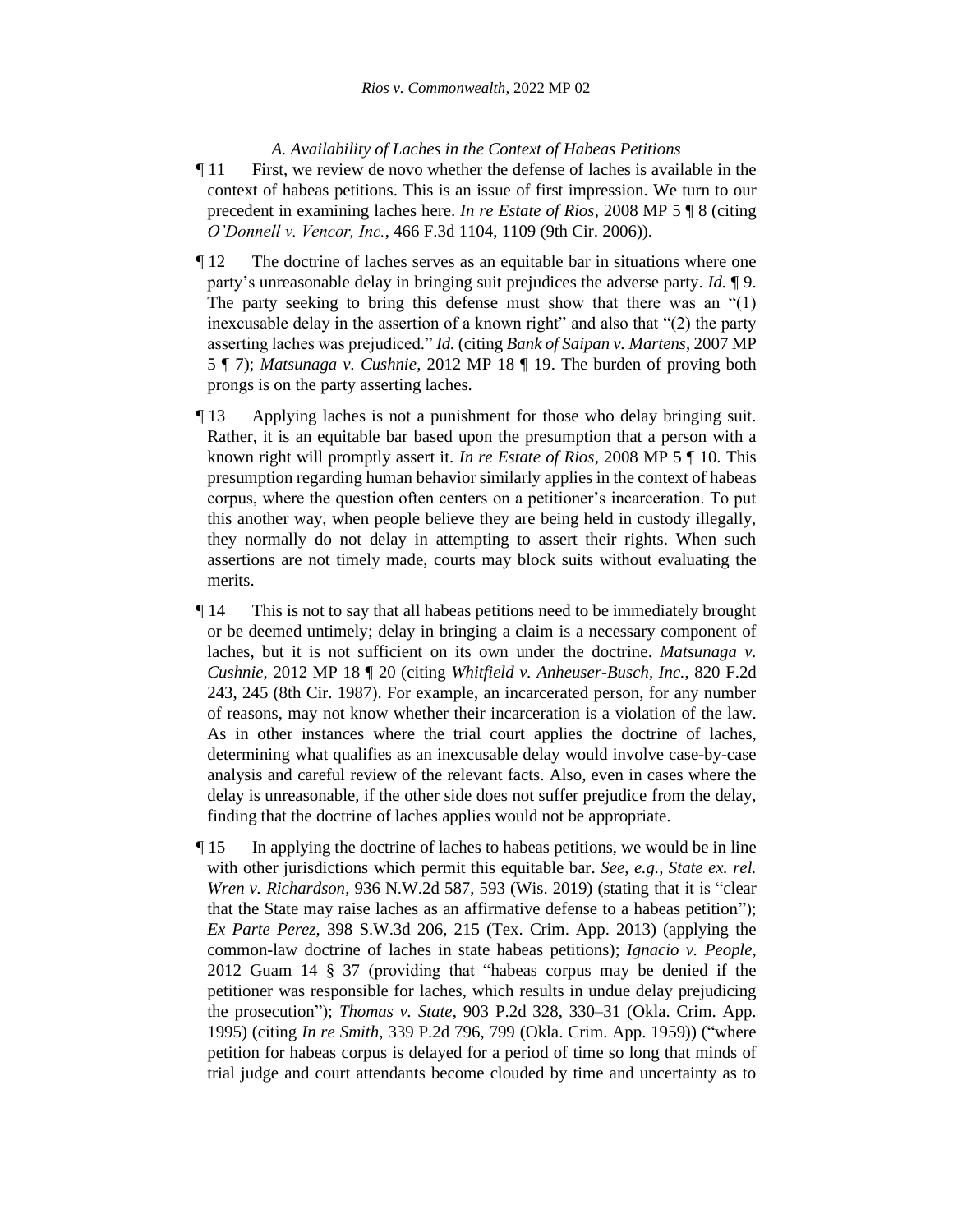### *A. Availability of Laches in the Context of Habeas Petitions*

¶ 11 First, we review de novo whether the defense of laches is available in the context of habeas petitions. This is an issue of first impression. We turn to our precedent in examining laches here. *In re Estate of Rios*, 2008 MP 5 ¶ 8 (citing *O'Donnell v. Vencor, Inc.*, 466 F.3d 1104, 1109 (9th Cir. 2006)).

¶ 12 The doctrine of laches serves as an equitable bar in situations where one party's unreasonable delay in bringing suit prejudices the adverse party. *Id.* ¶ 9. The party seeking to bring this defense must show that there was an "(1) inexcusable delay in the assertion of a known right" and also that "(2) the party asserting laches was prejudiced." *Id.* (citing *Bank of Saipan v. Martens*, 2007 MP 5 ¶ 7); *Matsunaga v. Cushnie*, 2012 MP 18 ¶ 19. The burden of proving both prongs is on the party asserting laches.

¶ 13 Applying laches is not a punishment for those who delay bringing suit. Rather, it is an equitable bar based upon the presumption that a person with a known right will promptly assert it. *In re Estate of Rios*, 2008 MP 5 ¶ 10. This presumption regarding human behavior similarly applies in the context of habeas corpus, where the question often centers on a petitioner's incarceration. To put this another way, when people believe they are being held in custody illegally, they normally do not delay in attempting to assert their rights. When such assertions are not timely made, courts may block suits without evaluating the merits.

¶ 14 This is not to say that all habeas petitions need to be immediately brought or be deemed untimely; delay in bringing a claim is a necessary component of laches, but it is not sufficient on its own under the doctrine. *Matsunaga v. Cushnie*, 2012 MP 18 ¶ 20 (citing *Whitfield v. Anheuser-Busch, Inc.*, 820 F.2d 243, 245 (8th Cir. 1987). For example, an incarcerated person, for any number of reasons, may not know whether their incarceration is a violation of the law. As in other instances where the trial court applies the doctrine of laches, determining what qualifies as an inexcusable delay would involve case-by-case analysis and careful review of the relevant facts. Also, even in cases where the delay is unreasonable, if the other side does not suffer prejudice from the delay, finding that the doctrine of laches applies would not be appropriate.

¶ 15 In applying the doctrine of laches to habeas petitions, we would be in line with other jurisdictions which permit this equitable bar. *See, e.g., State ex. rel. Wren v. Richardson*, 936 N.W.2d 587, 593 (Wis. 2019) (stating that it is "clear that the State may raise laches as an affirmative defense to a habeas petition"); *Ex Parte Perez*, 398 S.W.3d 206, 215 (Tex. Crim. App. 2013) (applying the common-law doctrine of laches in state habeas petitions); *Ignacio v. People*, 2012 Guam 14 § 37 (providing that "habeas corpus may be denied if the petitioner was responsible for laches, which results in undue delay prejudicing the prosecution"); *Thomas v. State*, 903 P.2d 328, 330–31 (Okla. Crim. App. 1995) (citing *In re Smith*, 339 P.2d 796, 799 (Okla. Crim. App. 1959)) ("where petition for habeas corpus is delayed for a period of time so long that minds of trial judge and court attendants become clouded by time and uncertainty as to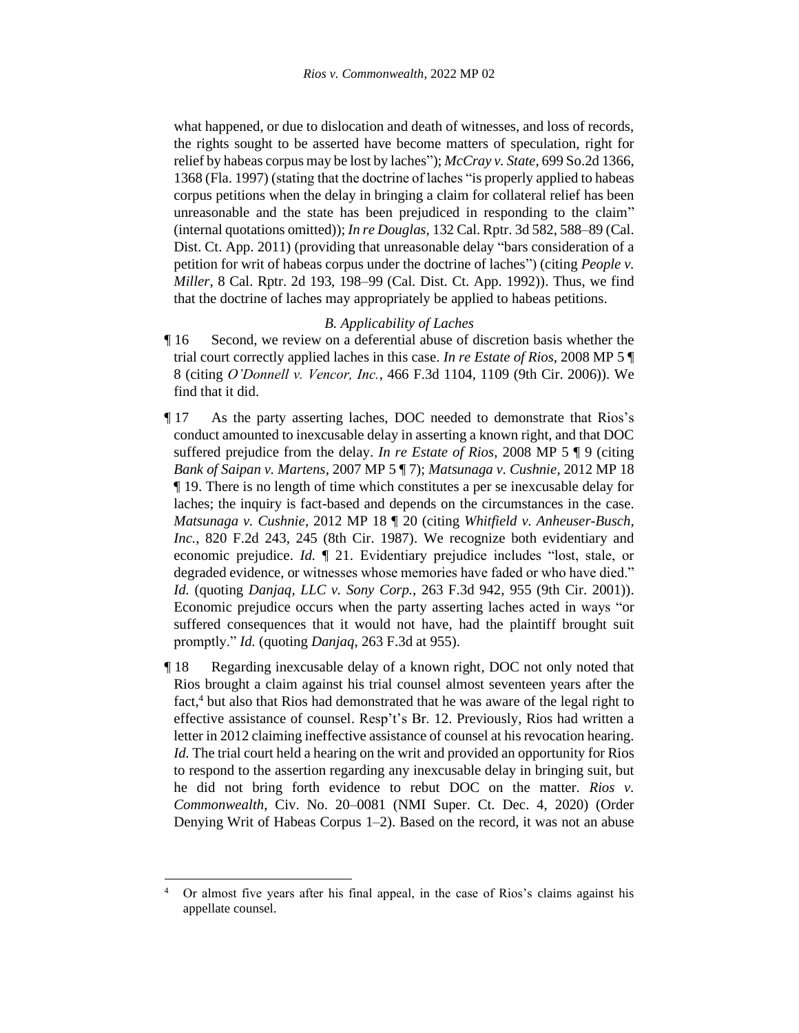what happened, or due to dislocation and death of witnesses, and loss of records, the rights sought to be asserted have become matters of speculation, right for relief by habeas corpus may be lost by laches"); *McCray v. State*, 699 So.2d 1366, 1368 (Fla. 1997) (stating that the doctrine of laches "is properly applied to habeas corpus petitions when the delay in bringing a claim for collateral relief has been unreasonable and the state has been prejudiced in responding to the claim" (internal quotations omitted)); *In re Douglas*, 132 Cal. Rptr. 3d 582, 588–89 (Cal. Dist. Ct. App. 2011) (providing that unreasonable delay "bars consideration of a petition for writ of habeas corpus under the doctrine of laches") (citing *People v. Miller*, 8 Cal. Rptr. 2d 193, 198–99 (Cal. Dist. Ct. App. 1992)). Thus, we find that the doctrine of laches may appropriately be applied to habeas petitions.

*B. Applicability of Laches*

¶ 16 Second, we review on a deferential abuse of discretion basis whether the trial court correctly applied laches in this case. *In re Estate of Rios*, 2008 MP 5 ¶ 8 (citing *O'Donnell v. Vencor, Inc.*, 466 F.3d 1104, 1109 (9th Cir. 2006)). We find that it did.

¶ 17 As the party asserting laches, DOC needed to demonstrate that Rios's conduct amounted to inexcusable delay in asserting a known right, and that DOC suffered prejudice from the delay. *In re Estate of Rios*, 2008 MP 5 ¶ 9 (citing *Bank of Saipan v. Martens*, 2007 MP 5 ¶ 7); *Matsunaga v. Cushnie*, 2012 MP 18 ¶ 19. There is no length of time which constitutes a per se inexcusable delay for laches; the inquiry is fact-based and depends on the circumstances in the case. *Matsunaga v. Cushnie*, 2012 MP 18 ¶ 20 (citing *Whitfield v. Anheuser-Busch, Inc.*, 820 F.2d 243, 245 (8th Cir. 1987). We recognize both evidentiary and economic prejudice. *Id.* ¶ 21. Evidentiary prejudice includes "lost, stale, or degraded evidence, or witnesses whose memories have faded or who have died." *Id.* (quoting *Danjaq, LLC v. Sony Corp.*, 263 F.3d 942, 955 (9th Cir. 2001)). Economic prejudice occurs when the party asserting laches acted in ways "or suffered consequences that it would not have, had the plaintiff brought suit promptly." *Id.* (quoting *Danjaq*, 263 F.3d at 955).

¶ 18 Regarding inexcusable delay of a known right, DOC not only noted that Rios brought a claim against his trial counsel almost seventeen years after the fact,[4] but also that Rios had demonstrated that he was aware of the legal right to effective assistance of counsel. Resp't's Br. 12. Previously, Rios had written a letter in 2012 claiming ineffective assistance of counsel at his revocation hearing. *Id.* The trial court held a hearing on the writ and provided an opportunity for Rios to respond to the assertion regarding any inexcusable delay in bringing suit, but he did not bring forth evidence to rebut DOC on the matter. *Rios v. Commonwealth*, Civ. No. 20–0081 (NMI Super. Ct. Dec. 4, 2020) (Order Denying Writ of Habeas Corpus 1–2). Based on the record, it was not an abuse

[4] Or almost five years after his final appeal, in the case of Rios's claims against his appellate counsel.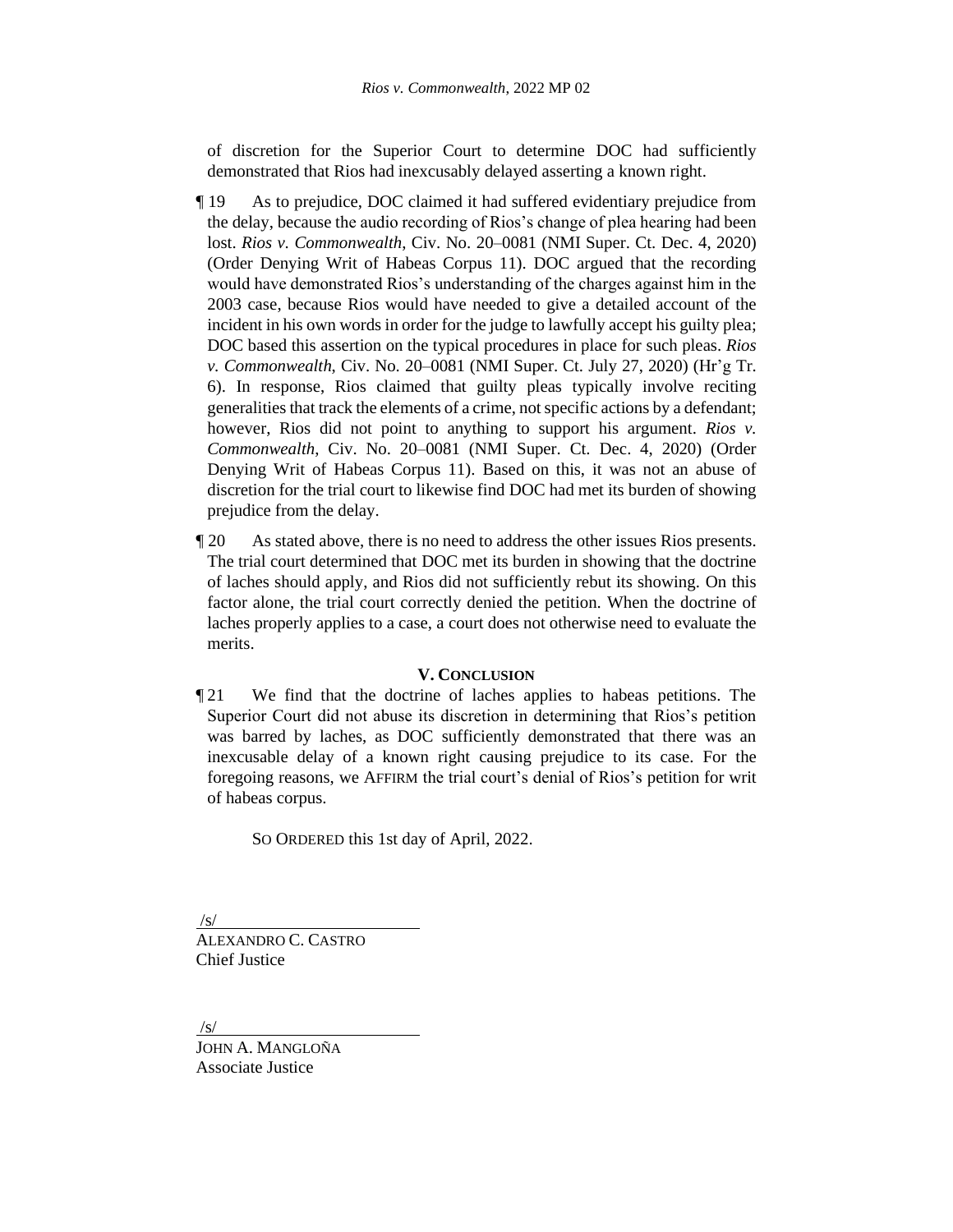of discretion for the Superior Court to determine DOC had sufficiently demonstrated that Rios had inexcusably delayed asserting a known right.

¶ 19 As to prejudice, DOC claimed it had suffered evidentiary prejudice from the delay, because the audio recording of Rios's change of plea hearing had been lost. *Rios v. Commonwealth*, Civ. No. 20–0081 (NMI Super. Ct. Dec. 4, 2020) (Order Denying Writ of Habeas Corpus 11). DOC argued that the recording would have demonstrated Rios's understanding of the charges against him in the 2003 case, because Rios would have needed to give a detailed account of the incident in his own words in order for the judge to lawfully accept his guilty plea; DOC based this assertion on the typical procedures in place for such pleas. *Rios v. Commonwealth*, Civ. No. 20–0081 (NMI Super. Ct. July 27, 2020) (Hr'g Tr. 6). In response, Rios claimed that guilty pleas typically involve reciting generalities that track the elements of a crime, not specific actions by a defendant; however, Rios did not point to anything to support his argument. *Rios v. Commonwealth*, Civ. No. 20–0081 (NMI Super. Ct. Dec. 4, 2020) (Order Denying Writ of Habeas Corpus 11). Based on this, it was not an abuse of discretion for the trial court to likewise find DOC had met its burden of showing prejudice from the delay.

¶ 20 As stated above, there is no need to address the other issues Rios presents. The trial court determined that DOC met its burden in showing that the doctrine of laches should apply, and Rios did not sufficiently rebut its showing. On this factor alone, the trial court correctly denied the petition. When the doctrine of laches properly applies to a case, a court does not otherwise need to evaluate the merits.

## V. CONCLUSION

¶ 21 We find that the doctrine of laches applies to habeas petitions. The Superior Court did not abuse its discretion in determining that Rios's petition was barred by laches, as DOC sufficiently demonstrated that there was an inexcusable delay of a known right causing prejudice to its case. For the foregoing reasons, we AFFIRM the trial court's denial of Rios's petition for writ of habeas corpus.

SO ORDERED this 1st day of April, 2022.

/s/
ALEXANDRO C. CASTRO
Chief Justice

/s/
JOHN A. MANGLOÑA
Associate Justice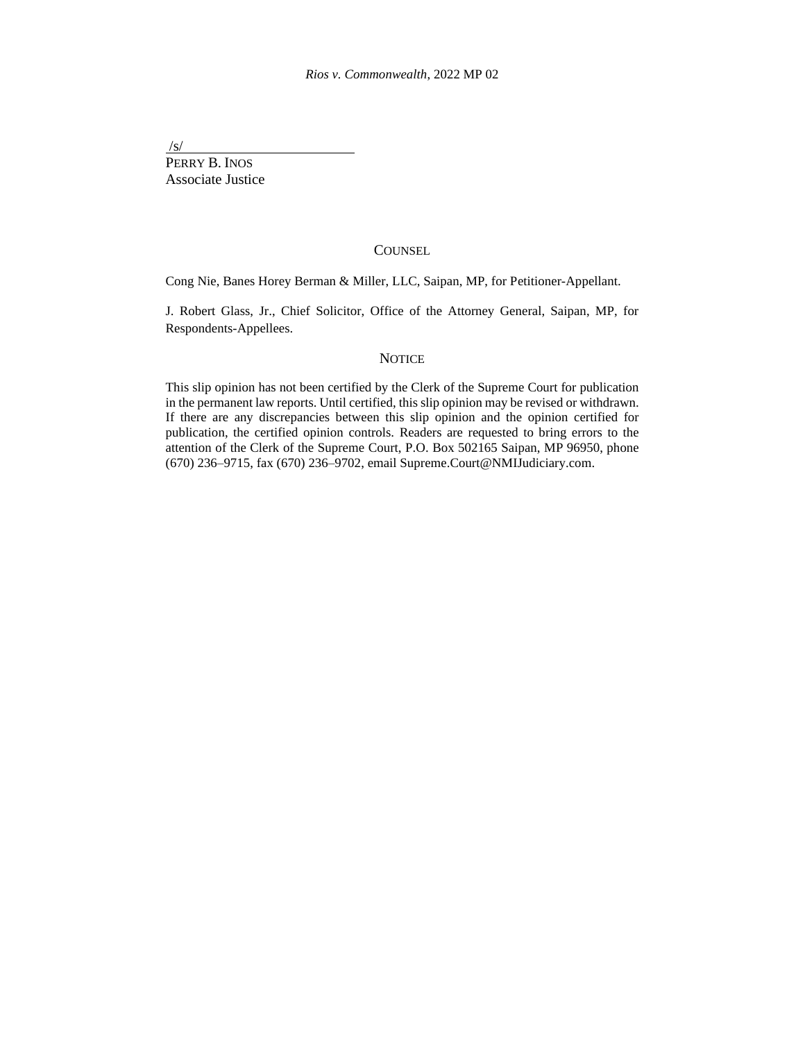/s/

PERRY B. INOS
Associate Justice

## COUNSEL

Cong Nie, Banes Horey Berman & Miller, LLC, Saipan, MP, for Petitioner-Appellant.

J. Robert Glass, Jr., Chief Solicitor, Office of the Attorney General, Saipan, MP, for Respondents-Appellees.

## NOTICE

This slip opinion has not been certified by the Clerk of the Supreme Court for publication in the permanent law reports. Until certified, this slip opinion may be revised or withdrawn. If there are any discrepancies between this slip opinion and the opinion certified for publication, the certified opinion controls. Readers are requested to bring errors to the attention of the Clerk of the Supreme Court, P.O. Box 502165 Saipan, MP 96950, phone (670) 236–9715, fax (670) 236–9702, email Supreme.Court@NMIJudiciary.com.